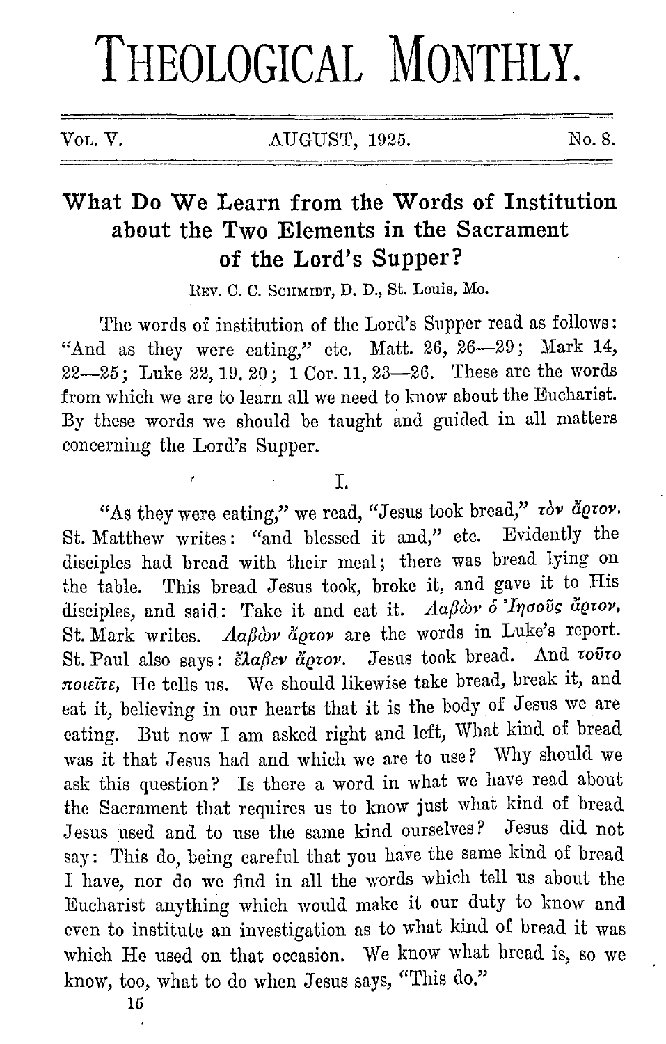# THEOLOGICAL MONTHLY.

VOL. V. AUGUST, 1925. No. 8.

## What Do We Learn from the Words of Institution about the Two Elements in the Sacrament of the Lord's Supper?

REV. C. C. SCHMIDT, D. D., St. Louis, Mo.

The words of institution of the Lord's Supper read as follows: "And as they were eating," etc. Matt. 26, 26—29; Mark 14, 22—25; Luke 22, 19. 20; 1 Cor. 11, 23—26. These are the words from which we are to learn all we need to know about the Eucharist. By these words we should be taught and guided in all matters concerning the Lord's Supper.

### I.

"As they were eating," we read, "Jesus took bread," *τὸν ἄρτον*. St. Matthew writes: "and blessed it and," etc. Evidently the disciples had bread with their meal; there was bread lying on the table. This bread Jesus took, broke it, and gave it to His disciples, and said: Take it and eat it. *Λαβὼν ὁ Ἰησοῦς ἄρτον*, St. Mark writes. *Λαβὼν ἄρτον* are the words in Luke's report. St. Paul also says: *ἔλαβεν ἄρτον*. Jesus took bread. And *τοῦτο ποιεῖτε*, He tells us. We should likewise take bread, break it, and eat it, believing in our hearts that it is the body of Jesus we are eating. But now I am asked right and left, What kind of bread was it that Jesus had and which we are to use? Why should we ask this question? Is there a word in what we have read about the Sacrament that requires us to know just what kind of bread Jesus used and to use the same kind ourselves? Jesus did not say: This do, being careful that you have the same kind of bread I have, nor do we find in all the words which tell us about the Eucharist anything which would make it our duty to know and even to institute an investigation as to what kind of bread it was which He used on that occasion. We know what bread is, so we know, too, what to do when Jesus says, "This do."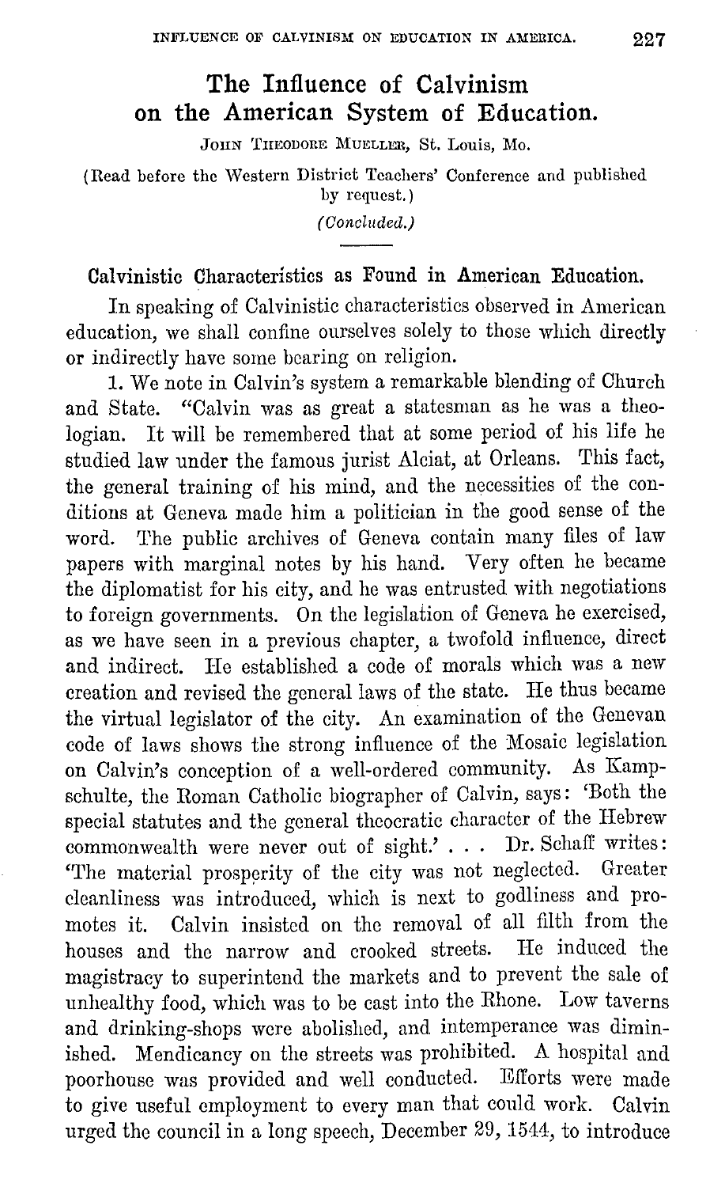# The Influence of Calvinism on the American System of Education.

JOHN THEODORE MUELLER, St. Louis, Mo.

(Read before the Western District Teachers' Conference and published by request.)

*(Concluded.)*

## Calvinistic Characteristics as Found in American Education.

In speaking of Calvinistic characteristics observed in American education, we shall confine ourselves solely to those which directly or indirectly have some bearing on religion.

1. We note in Calvin's system a remarkable blending of Church and State. "Calvin was as great a statesman as he was a theologian. It will be remembered that at some period of his life he studied law under the famous jurist Alciat, at Orleans. This fact, the general training of his mind, and the necessities of the conditions at Geneva made him a politician in the good sense of the word. The public archives of Geneva contain many files of law papers with marginal notes by his hand. Very often he became the diplomatist for his city, and he was entrusted with negotiations to foreign governments. On the legislation of Geneva he exercised, as we have seen in a previous chapter, a twofold influence, direct and indirect. He established a code of morals which was a new creation and revised the general laws of the state. He thus became the virtual legislator of the city. An examination of the Genevan code of laws shows the strong influence of the Mosaic legislation on Calvin's conception of a well-ordered community. As Kampschulte, the Roman Catholic biographer of Calvin, says: 'Both the special statutes and the general theocratic character of the Hebrew commonwealth were never out of sight.' . . . Dr. Schaff writes: 'The material prosperity of the city was not neglected. Greater cleanliness was introduced, which is next to godliness and promotes it. Calvin insisted on the removal of all filth from the houses and the narrow and crooked streets. He induced the magistracy to superintend the markets and to prevent the sale of unhealthy food, which was to be cast into the Rhone. Low taverns and drinking-shops were abolished, and intemperance was diminished. Mendicancy on the streets was prohibited. A hospital and poorhouse was provided and well conducted. Efforts were made to give useful employment to every man that could work. Calvin urged the council in a long speech, December 29, 1544, to introduce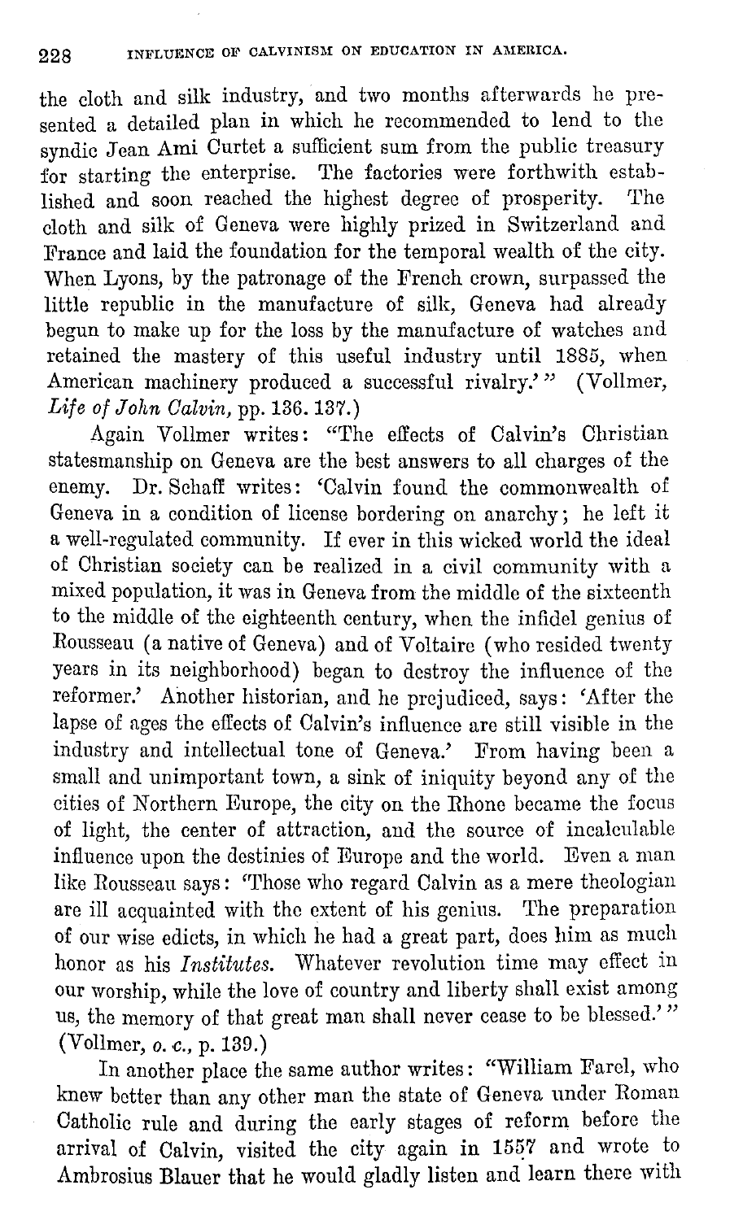the cloth and silk industry, and two months afterwards he presented a detailed plan in which he recommended to lend to the syndic Jean Ami Curtet a sufficient sum from the public treasury for starting the enterprise. The factories were forthwith established and soon reached the highest degree of prosperity. The cloth and silk of Geneva were highly prized in Switzerland and France and laid the foundation for the temporal wealth of the city. When Lyons, by the patronage of the French crown, surpassed the little republic in the manufacture of silk, Geneva had already begun to make up for the loss by the manufacture of watches and retained the mastery of this useful industry until 1885, when American machinery produced a successful rivalry.'" (Vollmer, *Life of John Calvin,* pp. 136. 137.)

Again Vollmer writes: "The effects of Calvin's Christian statesmanship on Geneva are the best answers to all charges of the enemy. Dr. Schaff writes: 'Calvin found the commonwealth of Geneva in a condition of license bordering on anarchy; he left it a well-regulated community. If ever in this wicked world the ideal of Christian society can be realized in a civil community with a mixed population, it was in Geneva from the middle of the sixteenth to the middle of the eighteenth century, when the infidel genius of Rousseau (a native of Geneva) and of Voltaire (who resided twenty years in its neighborhood) began to destroy the influence of the reformer.' Another historian, and he prejudiced, says: 'After the lapse of ages the effects of Calvin's influence are still visible in the industry and intellectual tone of Geneva.' From having been a small and unimportant town, a sink of iniquity beyond any of the cities of Northern Europe, the city on the Rhone became the focus of light, the center of attraction, and the source of incalculable influence upon the destinies of Europe and the world. Even a man like Rousseau says: 'Those who regard Calvin as a mere theologian are ill acquainted with the extent of his genius. The preparation of our wise edicts, in which he had a great part, does him as much honor as his *Institutes.* Whatever revolution time may effect in our worship, while the love of country and liberty shall exist among us, the memory of that great man shall never cease to be blessed.'" (Vollmer, *o. c.,* p. 139.)

In another place the same author writes: "William Farel, who knew better than any other man the state of Geneva under Roman Catholic rule and during the early stages of reform before the arrival of Calvin, visited the city again in 1557 and wrote to Ambrosius Blauer that he would gladly listen and learn there with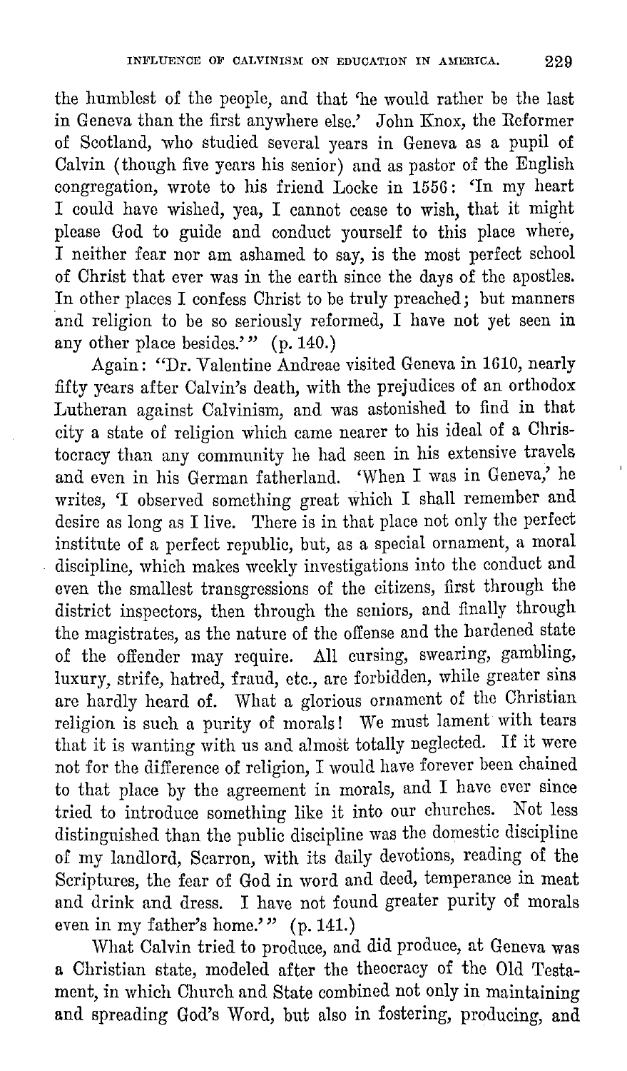the humblest of the people, and that 'he would rather be the last in Geneva than the first anywhere else.' John Knox, the Reformer of Scotland, who studied several years in Geneva as a pupil of Calvin (though five years his senior) and as pastor of the English congregation, wrote to his friend Locke in 1556: 'In my heart I could have wished, yea, I cannot cease to wish, that it might please God to guide and conduct yourself to this place where, I neither fear nor am ashamed to say, is the most perfect school of Christ that ever was in the earth since the days of the apostles. In other places I confess Christ to be truly preached; but manners and religion to be so seriously reformed, I have not yet seen in any other place besides.'" (p. 140.)

Again: "Dr. Valentine Andreae visited Geneva in 1610, nearly fifty years after Calvin's death, with the prejudices of an orthodox Lutheran against Calvinism, and was astonished to find in that city a state of religion which came nearer to his ideal of a Christocracy than any community he had seen in his extensive travels and even in his German fatherland. 'When I was in Geneva,' he writes, 'I observed something great which I shall remember and desire as long as I live. There is in that place not only the perfect institute of a perfect republic, but, as a special ornament, a moral discipline, which makes weekly investigations into the conduct and even the smallest transgressions of the citizens, first through the district inspectors, then through the seniors, and finally through the magistrates, as the nature of the offense and the hardened state of the offender may require. All cursing, swearing, gambling, luxury, strife, hatred, fraud, etc., are forbidden, while greater sins are hardly heard of. What a glorious ornament of the Christian religion is such a purity of morals! We must lament with tears that it is wanting with us and almost totally neglected. If it were not for the difference of religion, I would have forever been chained to that place by the agreement in morals, and I have ever since tried to introduce something like it into our churches. Not less distinguished than the public discipline was the domestic discipline of my landlord, Scarron, with its daily devotions, reading of the Scriptures, the fear of God in word and deed, temperance in meat and drink and dress. I have not found greater purity of morals even in my father's home.'" (p. 141.)

What Calvin tried to produce, and did produce, at Geneva was a Christian state, modeled after the theocracy of the Old Testament, in which Church and State combined not only in maintaining and spreading God's Word, but also in fostering, producing, and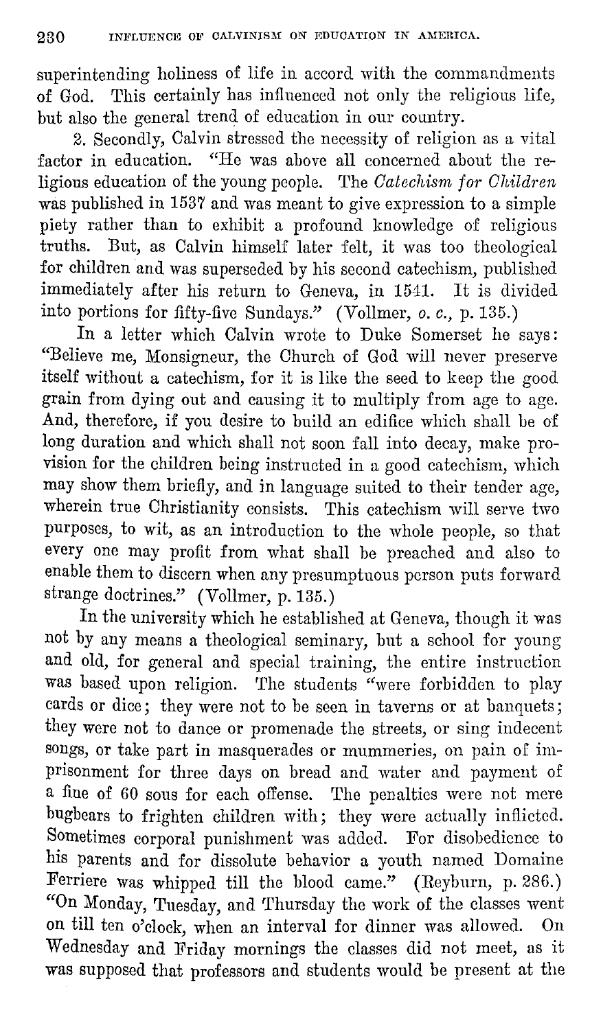superintending holiness of life in accord with the commandments of God. This certainly has influenced not only the religious life, but also the general trend of education in our country.

2. Secondly, Calvin stressed the necessity of religion as a vital factor in education. "He was above all concerned about the religious education of the young people. The *Catechism for Children* was published in 1537 and was meant to give expression to a simple piety rather than to exhibit a profound knowledge of religious truths. But, as Calvin himself later felt, it was too theological for children and was superseded by his second catechism, published immediately after his return to Geneva, in 1541. It is divided into portions for fifty-five Sundays." (Vollmer, *o. c.*, p. 135.)

In a letter which Calvin wrote to Duke Somerset he says: "Believe me, Monsigneur, the Church of God will never preserve itself without a catechism, for it is like the seed to keep the good grain from dying out and causing it to multiply from age to age. And, therefore, if you desire to build an edifice which shall be of long duration and which shall not soon fall into decay, make provision for the children being instructed in a good catechism, which may show them briefly, and in language suited to their tender age, wherein true Christianity consists. This catechism will serve two purposes, to wit, as an introduction to the whole people, so that every one may profit from what shall be preached and also to enable them to discern when any presumptuous person puts forward strange doctrines." (Vollmer, p. 135.)

In the university which he established at Geneva, though it was not by any means a theological seminary, but a school for young and old, for general and special training, the entire instruction was based upon religion. The students "were forbidden to play cards or dice; they were not to be seen in taverns or at banquets; they were not to dance or promenade the streets, or sing indecent songs, or take part in masquerades or mummeries, on pain of imprisonment for three days on bread and water and payment of a fine of 60 sous for each offense. The penalties were not mere bugbears to frighten children with; they were actually inflicted. Sometimes corporal punishment was added. For disobedience to his parents and for dissolute behavior a youth named Domaine Ferriere was whipped till the blood came." (Reyburn, p. 286.) "On Monday, Tuesday, and Thursday the work of the classes went on till ten o'clock, when an interval for dinner was allowed. On Wednesday and Friday mornings the classes did not meet, as it was supposed that professors and students would be present at the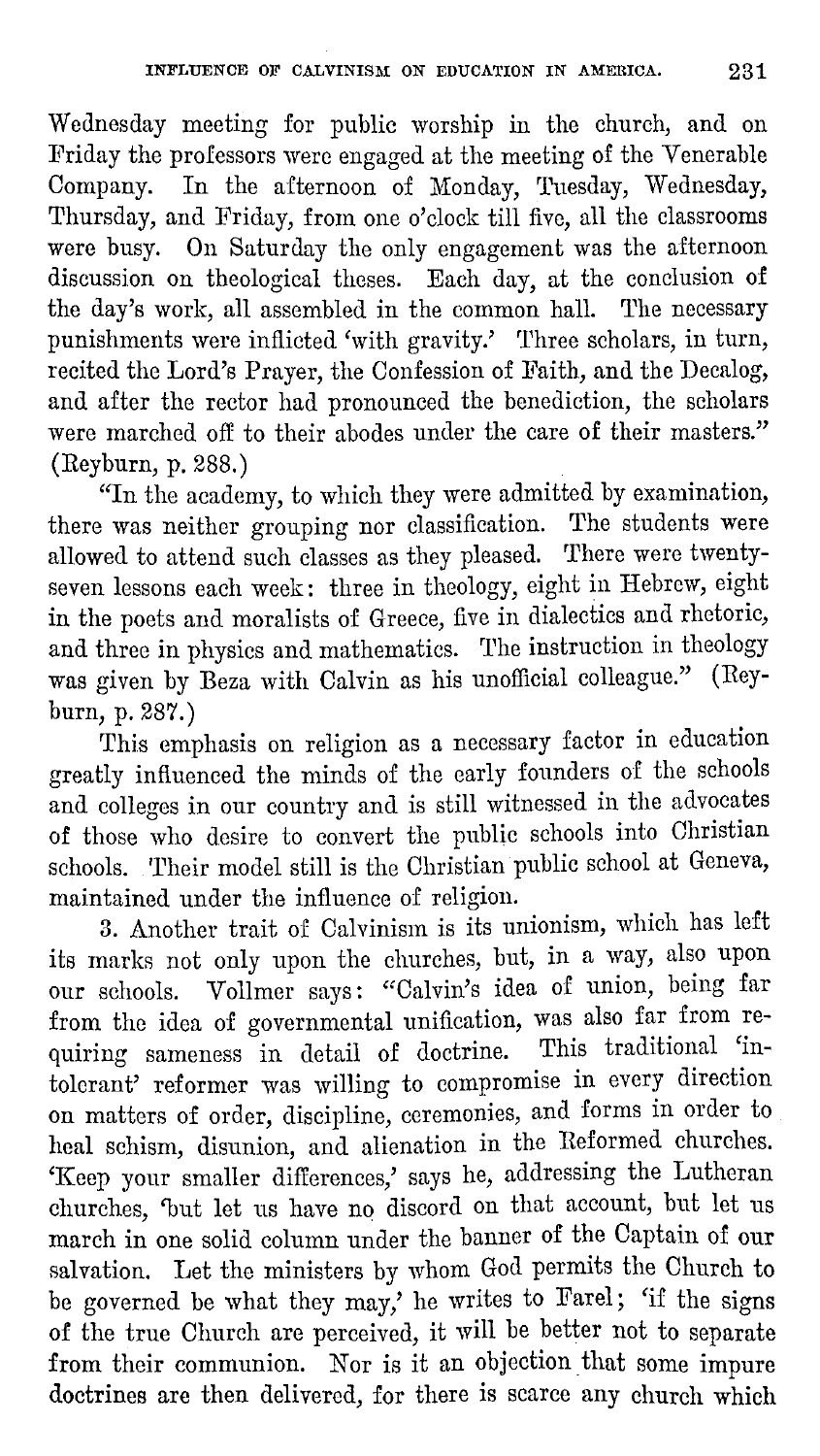Wednesday meeting for public worship in the church, and on Friday the professors were engaged at the meeting of the Venerable Company. In the afternoon of Monday, Tuesday, Wednesday, Thursday, and Friday, from one o'clock till five, all the classrooms were busy. On Saturday the only engagement was the afternoon discussion on theological theses. Each day, at the conclusion of the day's work, all assembled in the common hall. The necessary punishments were inflicted 'with gravity.' Three scholars, in turn, recited the Lord's Prayer, the Confession of Faith, and the Decalog, and after the rector had pronounced the benediction, the scholars were marched off to their abodes under the care of their masters." (Reyburn, p. 288.)

"In the academy, to which they were admitted by examination, there was neither grouping nor classification. The students were allowed to attend such classes as they pleased. There were twenty-seven lessons each week: three in theology, eight in Hebrew, eight in the poets and moralists of Greece, five in dialectics and rhetoric, and three in physics and mathematics. The instruction in theology was given by Beza with Calvin as his unofficial colleague." (Reyburn, p. 287.)

This emphasis on religion as a necessary factor in education greatly influenced the minds of the early founders of the schools and colleges in our country and is still witnessed in the advocates of those who desire to convert the public schools into Christian schools. Their model still is the Christian public school at Geneva, maintained under the influence of religion.

3. Another trait of Calvinism is its unionism, which has left its marks not only upon the churches, but, in a way, also upon our schools. Vollmer says: "Calvin's idea of union, being far from the idea of governmental unification, was also far from requiring sameness in detail of doctrine. This traditional 'intolerant' reformer was willing to compromise in every direction on matters of order, discipline, ceremonies, and forms in order to heal schism, disunion, and alienation in the Reformed churches. 'Keep your smaller differences,' says he, addressing the Lutheran churches, 'but let us have no discord on that account, but let us march in one solid column under the banner of the Captain of our salvation. Let the ministers by whom God permits the Church to be governed be what they may,' he writes to Farel; 'if the signs of the true Church are perceived, it will be better not to separate from their communion. Nor is it an objection that some impure doctrines are then delivered, for there is scarce any church which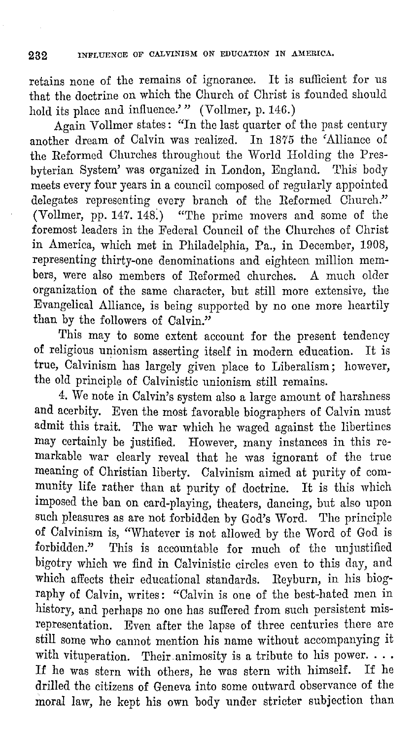retains none of the remains of ignorance. It is sufficient for us that the doctrine on which the Church of Christ is founded should hold its place and influence.' " (Vollmer, p. 146.)

Again Vollmer states: "In the last quarter of the past century another dream of Calvin was realized. In 1875 the 'Alliance of the Reformed Churches throughout the World Holding the Presbyterian System' was organized in London, England. This body meets every four years in a council composed of regularly appointed delegates representing every branch of the Reformed Church." (Vollmer, pp. 147. 148.) "The prime movers and some of the foremost leaders in the Federal Council of the Churches of Christ in America, which met in Philadelphia, Pa., in December, 1908, representing thirty-one denominations and eighteen million members, were also members of Reformed churches. A much older organization of the same character, but still more extensive, the Evangelical Alliance, is being supported by no one more heartily than by the followers of Calvin."

This may to some extent account for the present tendency of religious unionism asserting itself in modern education. It is true, Calvinism has largely given place to Liberalism; however, the old principle of Calvinistic unionism still remains.

4. We note in Calvin's system also a large amount of harshness and acerbity. Even the most favorable biographers of Calvin must admit this trait. The war which he waged against the libertines may certainly be justified. However, many instances in this remarkable war clearly reveal that he was ignorant of the true meaning of Christian liberty. Calvinism aimed at purity of community life rather than at purity of doctrine. It is this which imposed the ban on card-playing, theaters, dancing, but also upon such pleasures as are not forbidden by God's Word. The principle of Calvinism is, "Whatever is not allowed by the Word of God is forbidden." This is accountable for much of the unjustified bigotry which we find in Calvinistic circles even to this day, and which affects their educational standards. Reyburn, in his biography of Calvin, writes: "Calvin is one of the best-hated men in history, and perhaps no one has suffered from such persistent misrepresentation. Even after the lapse of three centuries there are still some who cannot mention his name without accompanying it with vituperation. Their animosity is a tribute to his power. . . . If he was stern with others, he was stern with himself. If he drilled the citizens of Geneva into some outward observance of the moral law, he kept his own body under stricter subjection than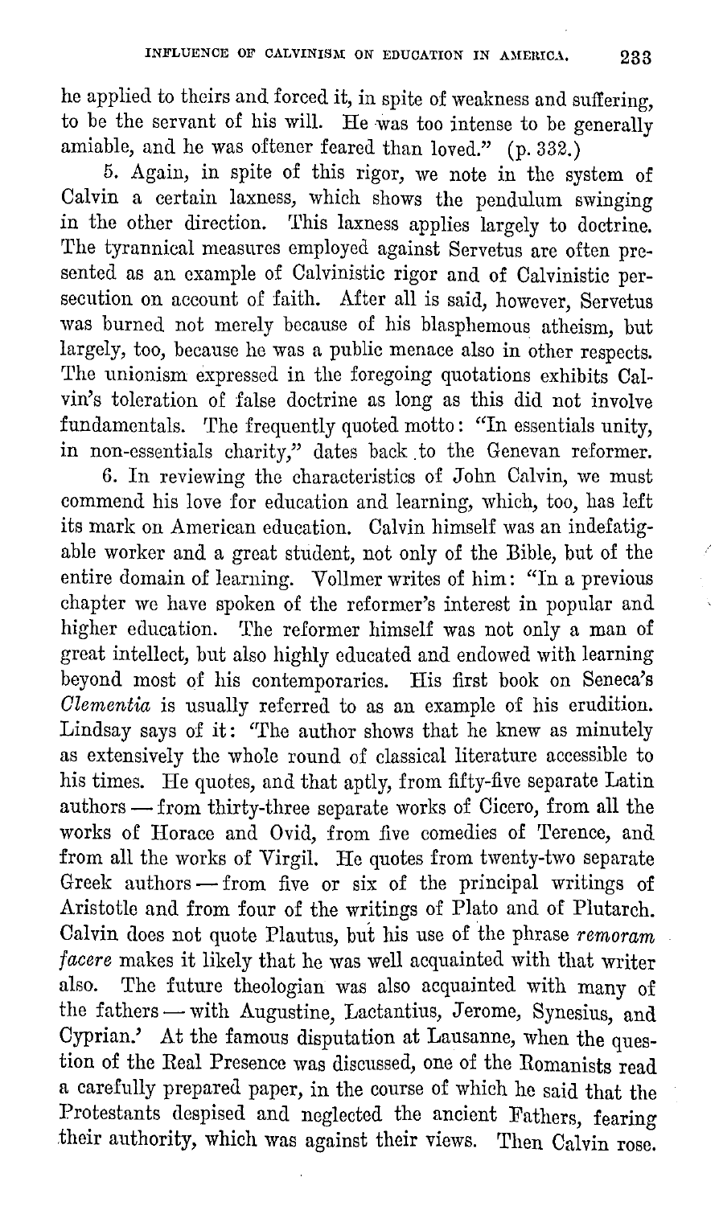he applied to theirs and forced it, in spite of weakness and suffering, to be the servant of his will. He was too intense to be generally amiable, and he was oftener feared than loved." (p. 332.)

5. Again, in spite of this rigor, we note in the system of Calvin a certain laxness, which shows the pendulum swinging in the other direction. This laxness applies largely to doctrine. The tyrannical measures employed against Servetus are often presented as an example of Calvinistic rigor and of Calvinistic persecution on account of faith. After all is said, however, Servetus was burned not merely because of his blasphemous atheism, but largely, too, because he was a public menace also in other respects. The unionism expressed in the foregoing quotations exhibits Calvin's toleration of false doctrine as long as this did not involve fundamentals. The frequently quoted motto: "In essentials unity, in non-essentials charity," dates back to the Genevan reformer.

6. In reviewing the characteristics of John Calvin, we must commend his love for education and learning, which, too, has left its mark on American education. Calvin himself was an indefatigable worker and a great student, not only of the Bible, but of the entire domain of learning. Vollmer writes of him: "In a previous chapter we have spoken of the reformer's interest in popular and higher education. The reformer himself was not only a man of great intellect, but also highly educated and endowed with learning beyond most of his contemporaries. His first book on Seneca's *Clementia* is usually referred to as an example of his erudition. Lindsay says of it: 'The author shows that he knew as minutely as extensively the whole round of classical literature accessible to his times. He quotes, and that aptly, from fifty-five separate Latin authors — from thirty-three separate works of Cicero, from all the works of Horace and Ovid, from five comedies of Terence, and from all the works of Virgil. He quotes from twenty-two separate Greek authors — from five or six of the principal writings of Aristotle and from four of the writings of Plato and of Plutarch. Calvin does not quote Plautus, but his use of the phrase *remoram facere* makes it likely that he was well acquainted with that writer also. The future theologian was also acquainted with many of the fathers — with Augustine, Lactantius, Jerome, Synesius, and Cyprian.' At the famous disputation at Lausanne, when the question of the Real Presence was discussed, one of the Romanists read a carefully prepared paper, in the course of which he said that the Protestants despised and neglected the ancient Fathers, fearing their authority, which was against their views. Then Calvin rose.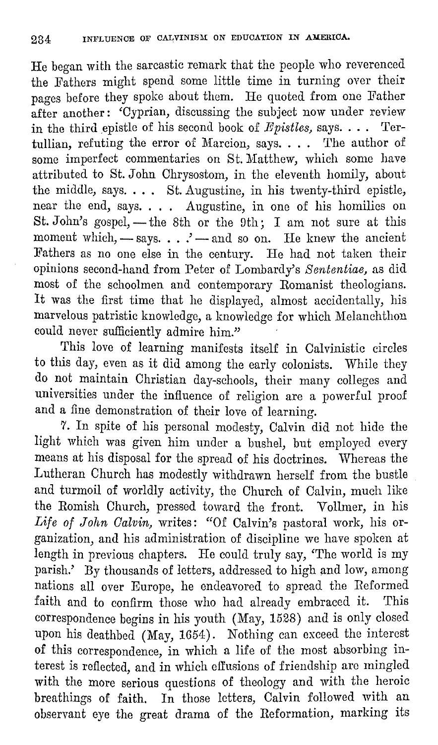He began with the sarcastic remark that the people who reverenced the Fathers might spend some little time in turning over their pages before they spoke about them. He quoted from one Father after another: 'Cyprian, discussing the subject now under review in the third epistle of his second book of *Epistles*, says. . . . Tertullian, refuting the error of Marcion, says. . . . The author of some imperfect commentaries on St. Matthew, which some have attributed to St. John Chrysostom, in the eleventh homily, about the middle, says. . . . St. Augustine, in his twenty-third epistle, near the end, says. . . . Augustine, in one of his homilies on St. John's gospel, — the 8th or the 9th; I am not sure at this moment which, — says. . . .' — and so on. He knew the ancient Fathers as no one else in the century. He had not taken their opinions second-hand from Peter of Lombardy's *Sententiae*, as did most of the schoolmen and contemporary Romanist theologians. It was the first time that he displayed, almost accidentally, his marvelous patristic knowledge, a knowledge for which Melanchthon could never sufficiently admire him."

This love of learning manifests itself in Calvinistic circles to this day, even as it did among the early colonists. While they do not maintain Christian day-schools, their many colleges and universities under the influence of religion are a powerful proof and a fine demonstration of their love of learning.

7. In spite of his personal modesty, Calvin did not hide the light which was given him under a bushel, but employed every means at his disposal for the spread of his doctrines. Whereas the Lutheran Church has modestly withdrawn herself from the bustle and turmoil of worldly activity, the Church of Calvin, much like the Romish Church, pressed toward the front. Vollmer, in his *Life of John Calvin*, writes: "Of Calvin's pastoral work, his organization, and his administration of discipline we have spoken at length in previous chapters. He could truly say, 'The world is my parish.' By thousands of letters, addressed to high and low, among nations all over Europe, he endeavored to spread the Reformed faith and to confirm those who had already embraced it. This correspondence begins in his youth (May, 1528) and is only closed upon his deathbed (May, 1654). Nothing can exceed the interest of this correspondence, in which a life of the most absorbing interest is reflected, and in which effusions of friendship are mingled with the more serious questions of theology and with the heroic breathings of faith. In those letters, Calvin followed with an observant eye the great drama of the Reformation, marking its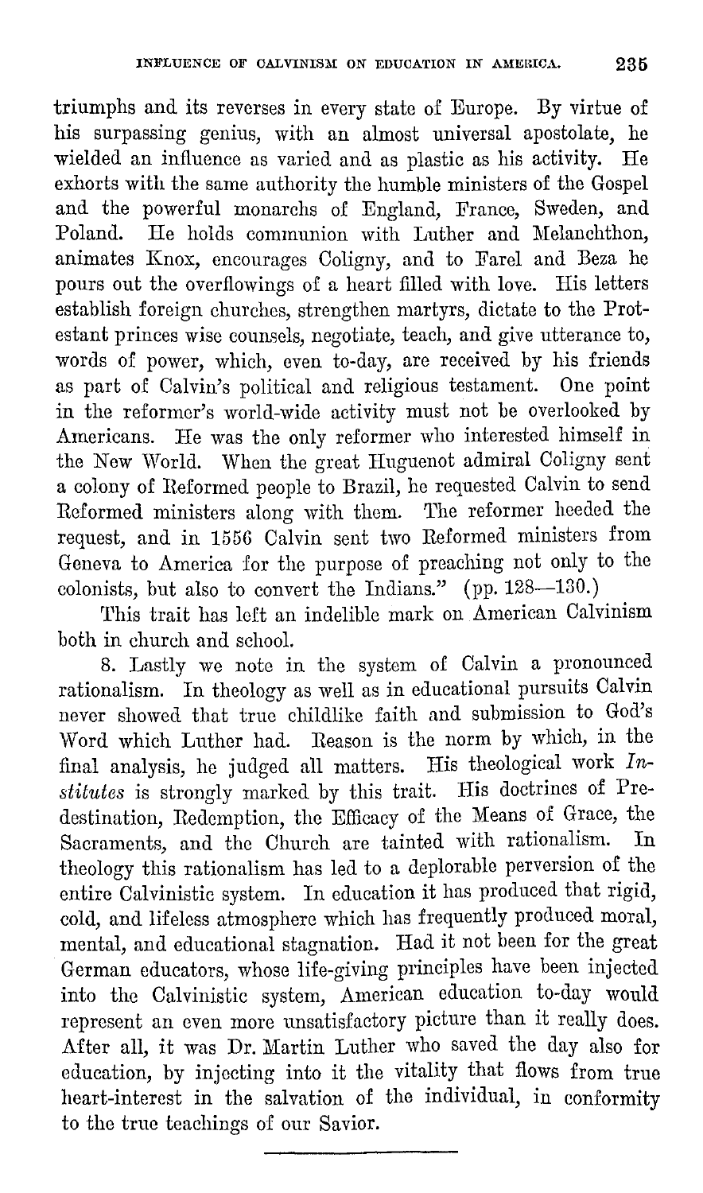triumphs and its reverses in every state of Europe. By virtue of his surpassing genius, with an almost universal apostolate, he wielded an influence as varied and as plastic as his activity. He exhorts with the same authority the humble ministers of the Gospel and the powerful monarchs of England, France, Sweden, and Poland. He holds communion with Luther and Melanchthon, animates Knox, encourages Coligny, and to Farel and Beza he pours out the overflowings of a heart filled with love. His letters establish foreign churches, strengthen martyrs, dictate to the Protestant princes wise counsels, negotiate, teach, and give utterance to, words of power, which, even to-day, are received by his friends as part of Calvin's political and religious testament. One point in the reformer's world-wide activity must not be overlooked by Americans. He was the only reformer who interested himself in the New World. When the great Huguenot admiral Coligny sent a colony of Reformed people to Brazil, he requested Calvin to send Reformed ministers along with them. The reformer heeded the request, and in 1556 Calvin sent two Reformed ministers from Geneva to America for the purpose of preaching not only to the colonists, but also to convert the Indians." (pp. 128—130.)

This trait has left an indelible mark on American Calvinism both in church and school.

8. Lastly we note in the system of Calvin a pronounced rationalism. In theology as well as in educational pursuits Calvin never showed that true childlike faith and submission to God's Word which Luther had. Reason is the norm by which, in the final analysis, he judged all matters. His theological work *Institutes* is strongly marked by this trait. His doctrines of Predestination, Redemption, the Efficacy of the Means of Grace, the Sacraments, and the Church are tainted with rationalism. In theology this rationalism has led to a deplorable perversion of the entire Calvinistic system. In education it has produced that rigid, cold, and lifeless atmosphere which has frequently produced moral, mental, and educational stagnation. Had it not been for the great German educators, whose life-giving principles have been injected into the Calvinistic system, American education to-day would represent an even more unsatisfactory picture than it really does. After all, it was Dr. Martin Luther who saved the day also for education, by injecting into it the vitality that flows from true heart-interest in the salvation of the individual, in conformity to the true teachings of our Savior.

---